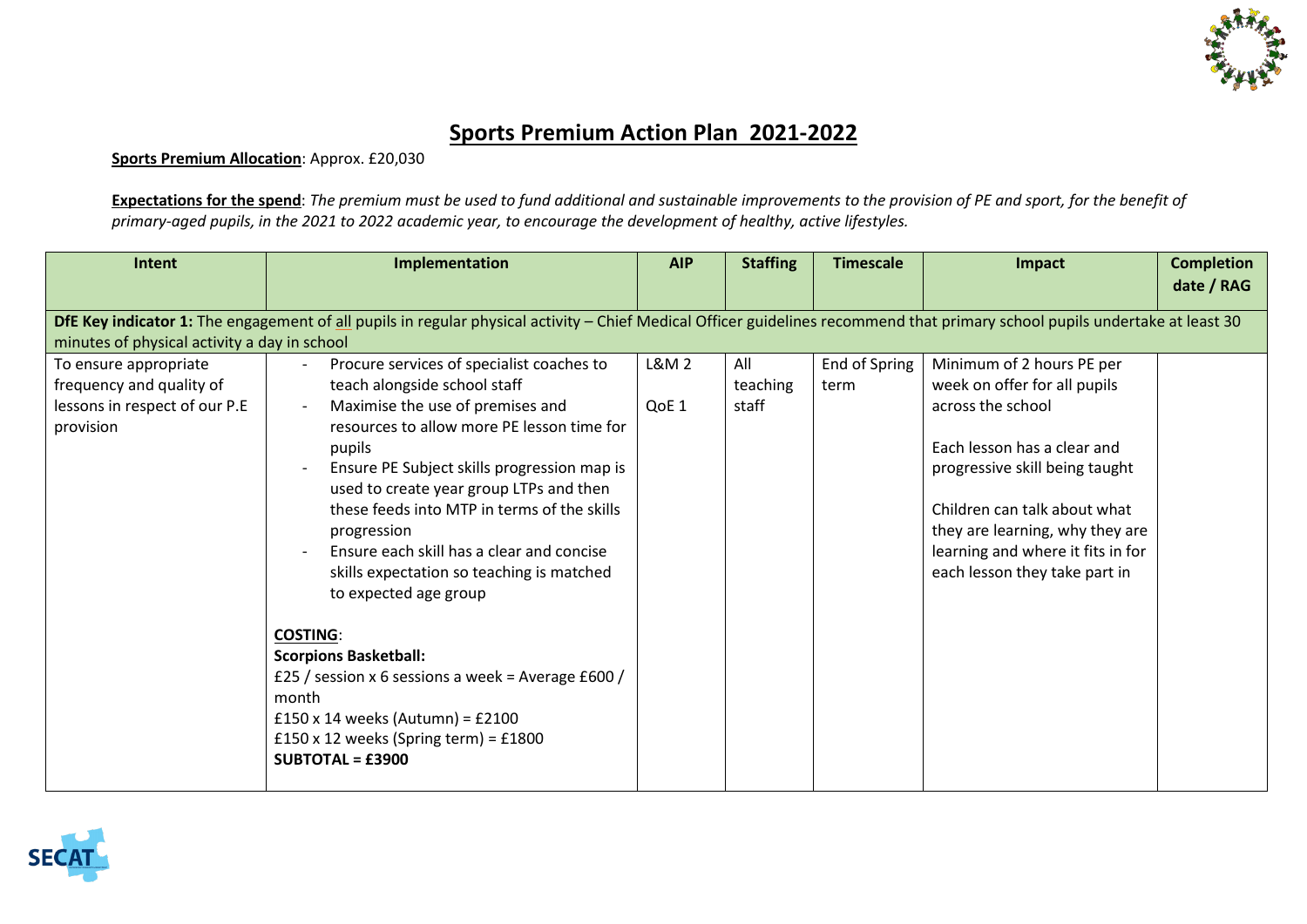# Sports Premium Action Plan 2021-2022

**Sports Premium Allocation**: Approx. £20,030

**Expectations for the spend**: *The premium must be used to fund additional and sustainable improvements to the provision of PE and sport, for the benefit of primary-aged pupils, in the 2021 to 2022 academic year, to encourage the development of healthy, active lifestyles.*

| Intent | Implementation | AIP | Staffing | Timescale | Impact | Completion date / RAG |
|---|---|---|---|---|---|---|
| **DfE Key indicator 1:** The engagement of all pupils in regular physical activity – Chief Medical Officer guidelines recommend that primary school pupils undertake at least 30 minutes of physical activity a day in school | | | | | | |
| To ensure appropriate frequency and quality of lessons in respect of our P.E provision | - Procure services of specialist coaches to teach alongside school staff<br>- Maximise the use of premises and resources to allow more PE lesson time for pupils<br>- Ensure PE Subject skills progression map is used to create year group LTPs and then these feeds into MTP in terms of the skills progression<br>- Ensure each skill has a clear and concise skills expectation so teaching is matched to expected age group<br><br>**COSTING**:<br>**Scorpions Basketball:**<br>£25 / session x 6 sessions a week = Average £600 / month<br>£150 x 14 weeks (Autumn) = £2100<br>£150 x 12 weeks (Spring term) = £1800<br>**SUBTOTAL = £3900** | L&M 2<br><br>QoE 1 | All teaching staff | End of Spring term | Minimum of 2 hours PE per week on offer for all pupils across the school<br><br>Each lesson has a clear and progressive skill being taught<br><br>Children can talk about what they are learning, why they are learning and where it fits in for each lesson they take part in | |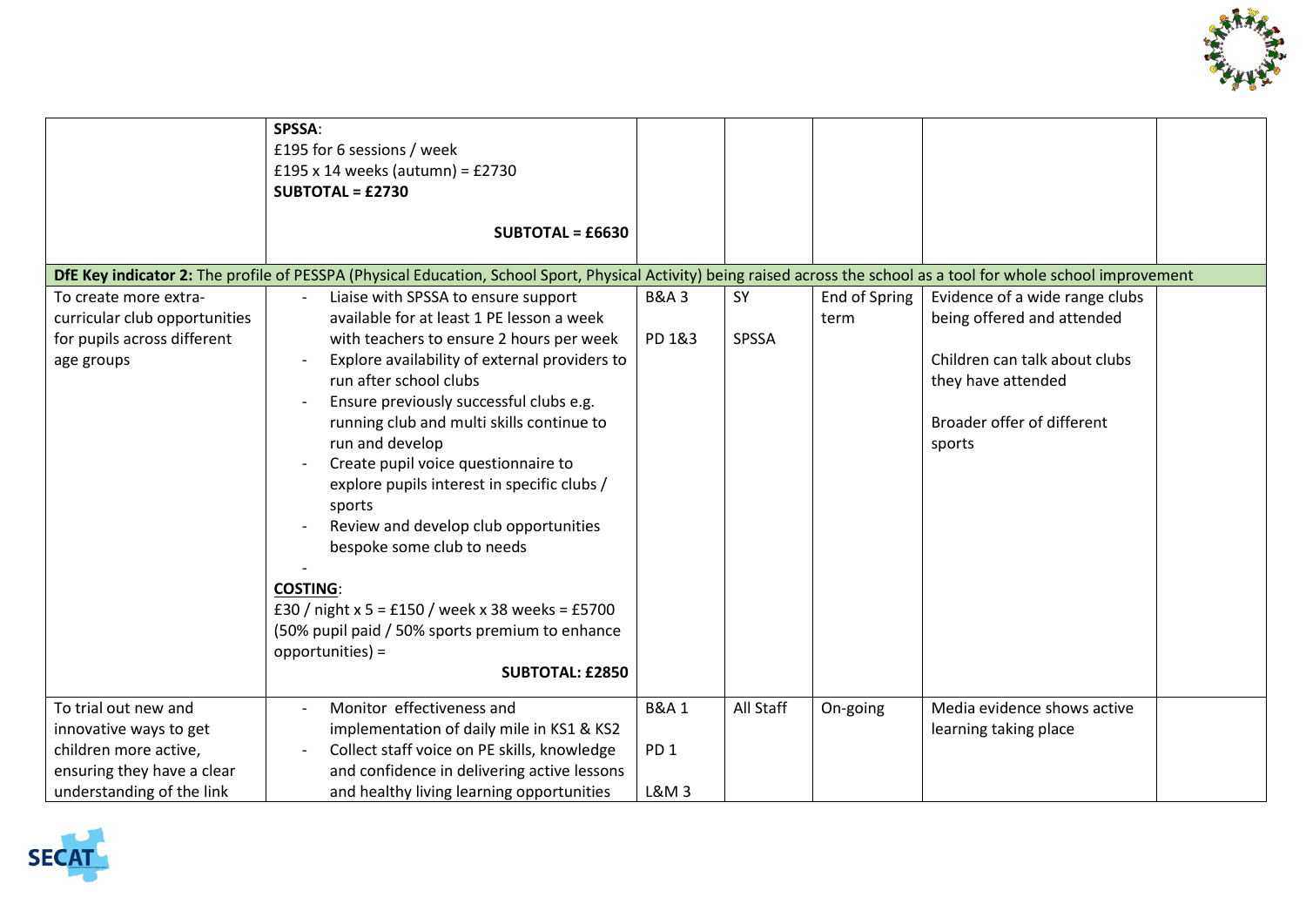| | | | | | | |
|---|---|---|---|---|---|---|
| | **SPSSA**:<br>£195 for 6 sessions / week<br>£195 x 14 weeks (autumn) = £2730<br>**SUBTOTAL = £2730**<br><br>**SUBTOTAL = £6630** | | | | | |
| **DfE Key indicator 2:** The profile of PESSPA (Physical Education, School Sport, Physical Activity) being raised across the school as a tool for whole school improvement | | | | | | |
| To create more extra-curricular club opportunities for pupils across different age groups | - Liaise with SPSSA to ensure support available for at least 1 PE lesson a week with teachers to ensure 2 hours per week<br>- Explore availability of external providers to run after school clubs<br>- Ensure previously successful clubs e.g. running club and multi skills continue to run and develop<br>- Create pupil voice questionnaire to explore pupils interest in specific clubs / sports<br>- Review and develop club opportunities bespoke some club to needs<br>-<br>**COSTING**:<br>£30 / night x 5 = £150 / week x 38 weeks = £5700 (50% pupil paid / 50% sports premium to enhance opportunities) =<br>**SUBTOTAL: £2850** | B&A 3<br><br>PD 1&3 | SY<br><br>SPSSA | End of Spring term | Evidence of a wide range clubs being offered and attended<br><br>Children can talk about clubs they have attended<br><br>Broader offer of different sports | |
| To trial out new and innovative ways to get children more active, ensuring they have a clear understanding of the link | - Monitor effectiveness and implementation of daily mile in KS1 & KS2<br>- Collect staff voice on PE skills, knowledge and confidence in delivering active lessons and healthy living learning opportunities | B&A 1<br><br>PD 1<br><br>L&M 3 | All Staff | On-going | Media evidence shows active learning taking place | |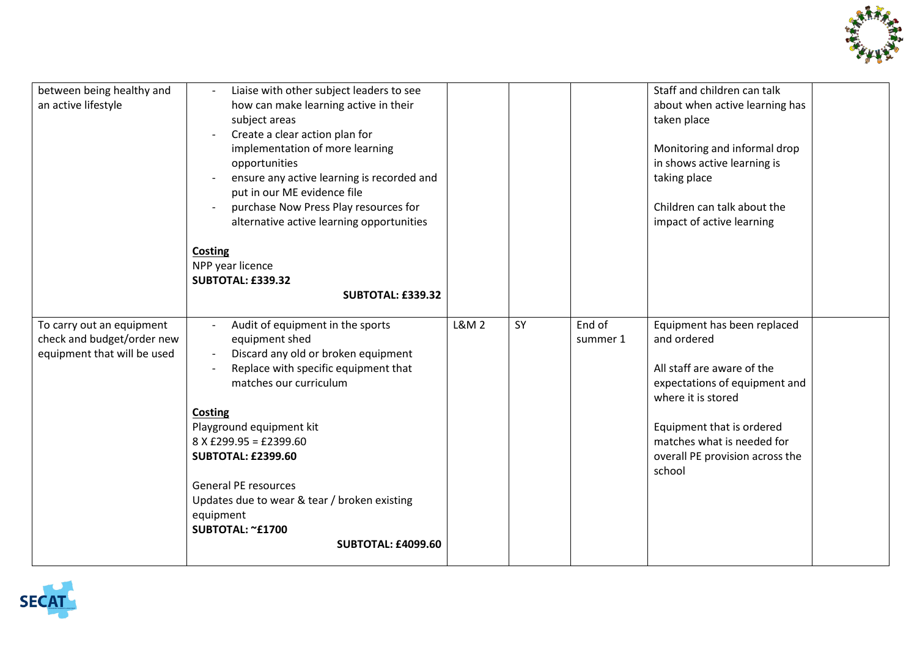| | | | | | | |
|---|---|---|---|---|---|---|
| between being healthy and an active lifestyle | - Liaise with other subject leaders to see how can make learning active in their subject areas<br>- Create a clear action plan for implementation of more learning opportunities<br>- ensure any active learning is recorded and put in our ME evidence file<br>- purchase Now Press Play resources for alternative active learning opportunities<br><br>**Costing**<br>NPP year licence<br>**SUBTOTAL: £339.32**<br>**SUBTOTAL: £339.32** | | | | Staff and children can talk about when active learning has taken place<br><br>Monitoring and informal drop in shows active learning is taking place<br><br>Children can talk about the impact of active learning | |
| To carry out an equipment check and budget/order new equipment that will be used | - Audit of equipment in the sports equipment shed<br>- Discard any old or broken equipment<br>- Replace with specific equipment that matches our curriculum<br><br>**Costing**<br>Playground equipment kit<br>8 X £299.95 = £2399.60<br>**SUBTOTAL: £2399.60**<br><br>General PE resources<br>Updates due to wear & tear / broken existing equipment<br>**SUBTOTAL: ~£1700**<br>**SUBTOTAL: £4099.60** | L&M 2 | SY | End of summer 1 | Equipment has been replaced and ordered<br><br>All staff are aware of the expectations of equipment and where it is stored<br><br>Equipment that is ordered matches what is needed for overall PE provision across the school | |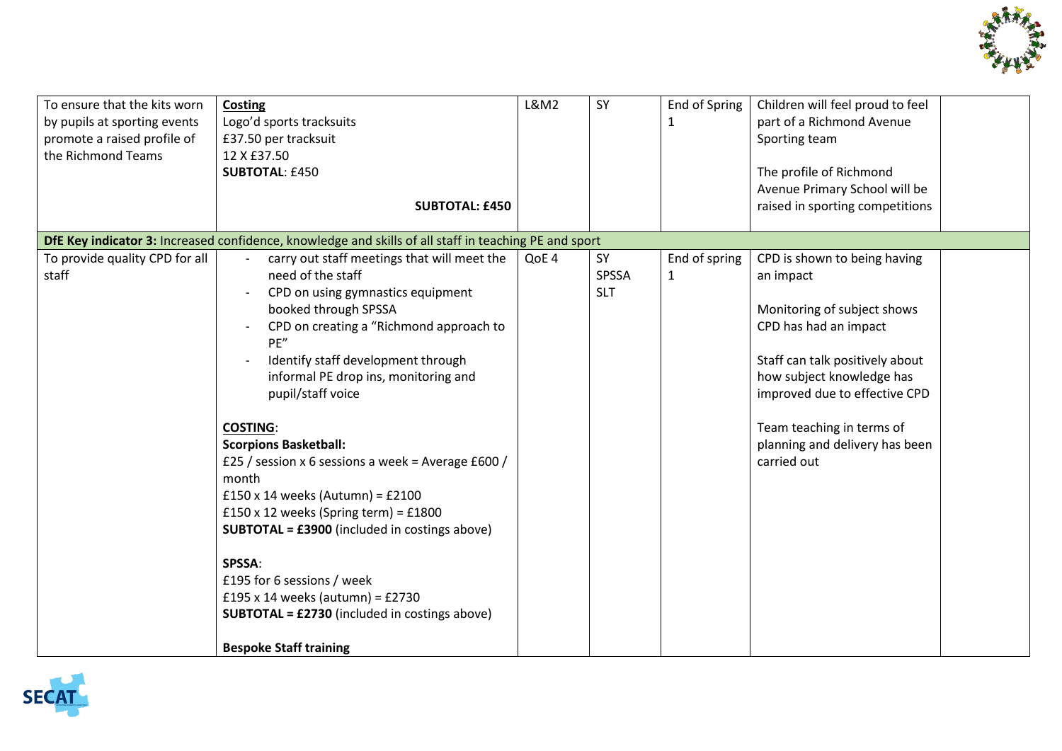| | | | | | | |
|---|---|---|---|---|---|---|
| To ensure that the kits worn by pupils at sporting events promote a raised profile of the Richmond Teams | **Costing**<br>Logo'd sports tracksuits<br>£37.50 per tracksuit<br>12 X £37.50<br>**SUBTOTAL**: £450<br><br>**SUBTOTAL: £450** | L&M2 | SY | End of Spring 1 | Children will feel proud to feel part of a Richmond Avenue Sporting team<br><br>The profile of Richmond Avenue Primary School will be raised in sporting competitions | |
| **DfE Key indicator 3:** Increased confidence, knowledge and skills of all staff in teaching PE and sport | | | | | | |
| To provide quality CPD for all staff | - carry out staff meetings that will meet the need of the staff<br>- CPD on using gymnastics equipment booked through SPSSA<br>- CPD on creating a "Richmond approach to PE"<br>- Identify staff development through informal PE drop ins, monitoring and pupil/staff voice<br><br>**COSTING**:<br>**Scorpions Basketball:**<br>£25 / session x 6 sessions a week = Average £600 / month<br>£150 x 14 weeks (Autumn) = £2100<br>£150 x 12 weeks (Spring term) = £1800<br>**SUBTOTAL = £3900** (included in costings above)<br><br>**SPSSA**:<br>£195 for 6 sessions / week<br>£195 x 14 weeks (autumn) = £2730<br>**SUBTOTAL = £2730** (included in costings above)<br><br>**Bespoke Staff training** | QoE 4 | SY<br>SPSSA<br>SLT | End of spring 1 | CPD is shown to being having an impact<br><br>Monitoring of subject shows CPD has had an impact<br><br>Staff can talk positively about how subject knowledge has improved due to effective CPD<br><br>Team teaching in terms of planning and delivery has been carried out | |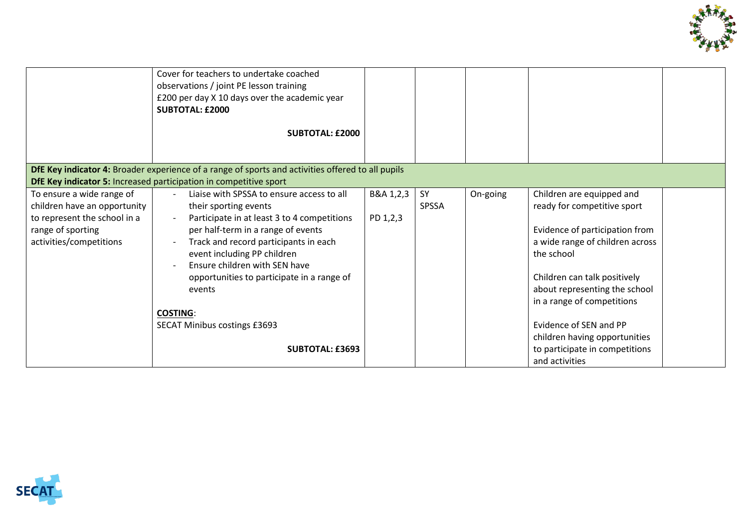| | | | | | | |
|---|---|---|---|---|---|---|
| | Cover for teachers to undertake coached observations / joint PE lesson training<br>£200 per day X 10 days over the academic year<br>**SUBTOTAL: £2000**<br><br>**SUBTOTAL: £2000** | | | | | |
| **DfE Key indicator 4:** Broader experience of a range of sports and activities offered to all pupils<br>**DfE Key indicator 5:** Increased participation in competitive sport | | | | | | |
| To ensure a wide range of children have an opportunity to represent the school in a range of sporting activities/competitions | - Liaise with SPSSA to ensure access to all their sporting events<br>- Participate in at least 3 to 4 competitions per half-term in a range of events<br>- Track and record participants in each event including PP children<br>- Ensure children with SEN have opportunities to participate in a range of events<br><br>**COSTING**:<br>SECAT Minibus costings £3693<br><br>**SUBTOTAL: £3693** | B&A 1,2,3<br><br>PD 1,2,3 | SY<br>SPSSA | On-going | Children are equipped and ready for competitive sport<br><br>Evidence of participation from a wide range of children across the school<br><br>Children can talk positively about representing the school in a range of competitions<br><br>Evidence of SEN and PP children having opportunities to participate in competitions and activities | |